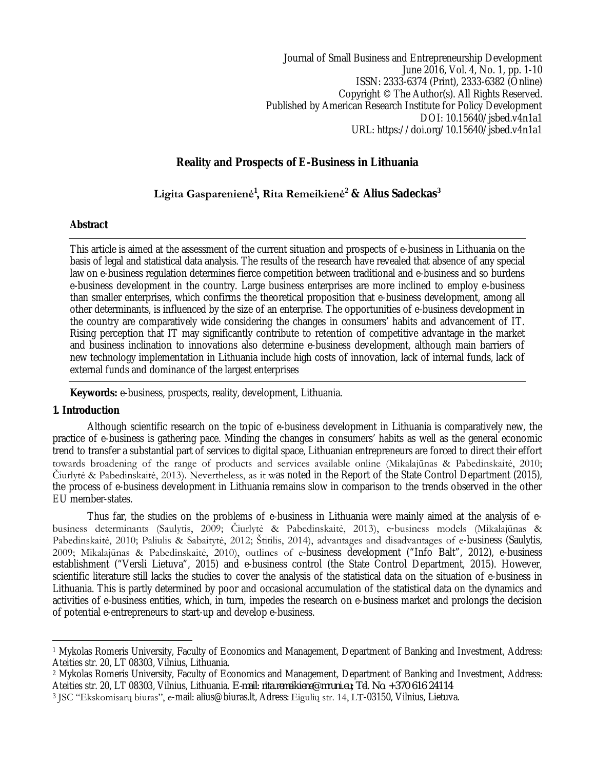Journal of Small Business and Entrepreneurship Development
June 2016, Vol. 4, No. 1, pp. 1-10
ISSN: 2333-6374 (Print), 2333-6382 (Online)
Copyright © The Author(s). All Rights Reserved.
Published by American Research Institute for Policy Development
DOI: 10.15640/jsbed.v4n1a1
URL: https://doi.org/10.15640/jsbed.v4n1a1

# Reality and Prospects of E-Business in Lithuania

**Ligita Gaspareniene[1], Rita Remeikiene[2] & Alius Sadeckas[3]**

## Abstract

This article is aimed at the assessment of the current situation and prospects of e-business in Lithuania on the basis of legal and statistical data analysis. The results of the research have revealed that absence of any special law on e-business regulation determines fierce competition between traditional and e-business and so burdens e-business development in the country. Large business enterprises are more inclined to employ e-business than smaller enterprises, which confirms the theoretical proposition that e-business development, among all other determinants, is influenced by the size of an enterprise. The opportunities of e-business development in the country are comparatively wide considering the changes in consumers' habits and advancement of IT. Rising perception that IT may significantly contribute to retention of competitive advantage in the market and business inclination to innovations also determine e-business development, although main barriers of new technology implementation in Lithuania include high costs of innovation, lack of internal funds, lack of external funds and dominance of the largest enterprises

**Keywords:** e-business, prospects, reality, development, Lithuania.

## 1. Introduction

Although scientific research on the topic of e-business development in Lithuania is comparatively new, the practice of e-business is gathering pace. Minding the changes in consumers' habits as well as the general economic trend to transfer a substantial part of services to digital space, Lithuanian entrepreneurs are forced to direct their effort towards broadening of the range of products and services available online (Mikalajūnas & Pabedinskaitė, 2010; Čiurlytė & Pabedinskaitė, 2013). Nevertheless, as it was noted in the Report of the State Control Department (2015), the process of e-business development in Lithuania remains slow in comparison to the trends observed in the other EU member-states.

Thus far, the studies on the problems of e-business in Lithuania were mainly aimed at the analysis of e-business determinants (Saulytis, 2009; Čiurlytė & Pabedinskaitė, 2013), e-business models (Mikalajūnas & Pabedinskaitė, 2010; Paliulis & Sabaitytė, 2012; Štitilis, 2014), advantages and disadvantages of e-business (Saulytis, 2009; Mikalajūnas & Pabedinskaitė, 2010), outlines of e-business development ("Info Balt", 2012), e-business establishment ("Versli Lietuva", 2015) and e-business control (the State Control Department, 2015). However, scientific literature still lacks the studies to cover the analysis of the statistical data on the situation of e-business in Lithuania. This is partly determined by poor and occasional accumulation of the statistical data on the dynamics and activities of e-business entities, which, in turn, impedes the research on e-business market and prolongs the decision of potential e-entrepreneurs to start-up and develop e-business.

---

[1] Mykolas Romeris University, Faculty of Economics and Management, Department of Banking and Investment, Address: Ateities str. 20, LT 08303, Vilnius, Lithuania.

[2] Mykolas Romeris University, Faculty of Economics and Management, Department of Banking and Investment, Address: Ateities str. 20, LT 08303, Vilnius, Lithuania. E-mail: rita.remeikiene@mruni.eu; Tel. No. +370 616 24114

[3] JSC "Ekskomisarų biuras", e-mail: alius@biuras.lt, Adress: Eigulių str. 14, LT-03150, Vilnius, Lietuva.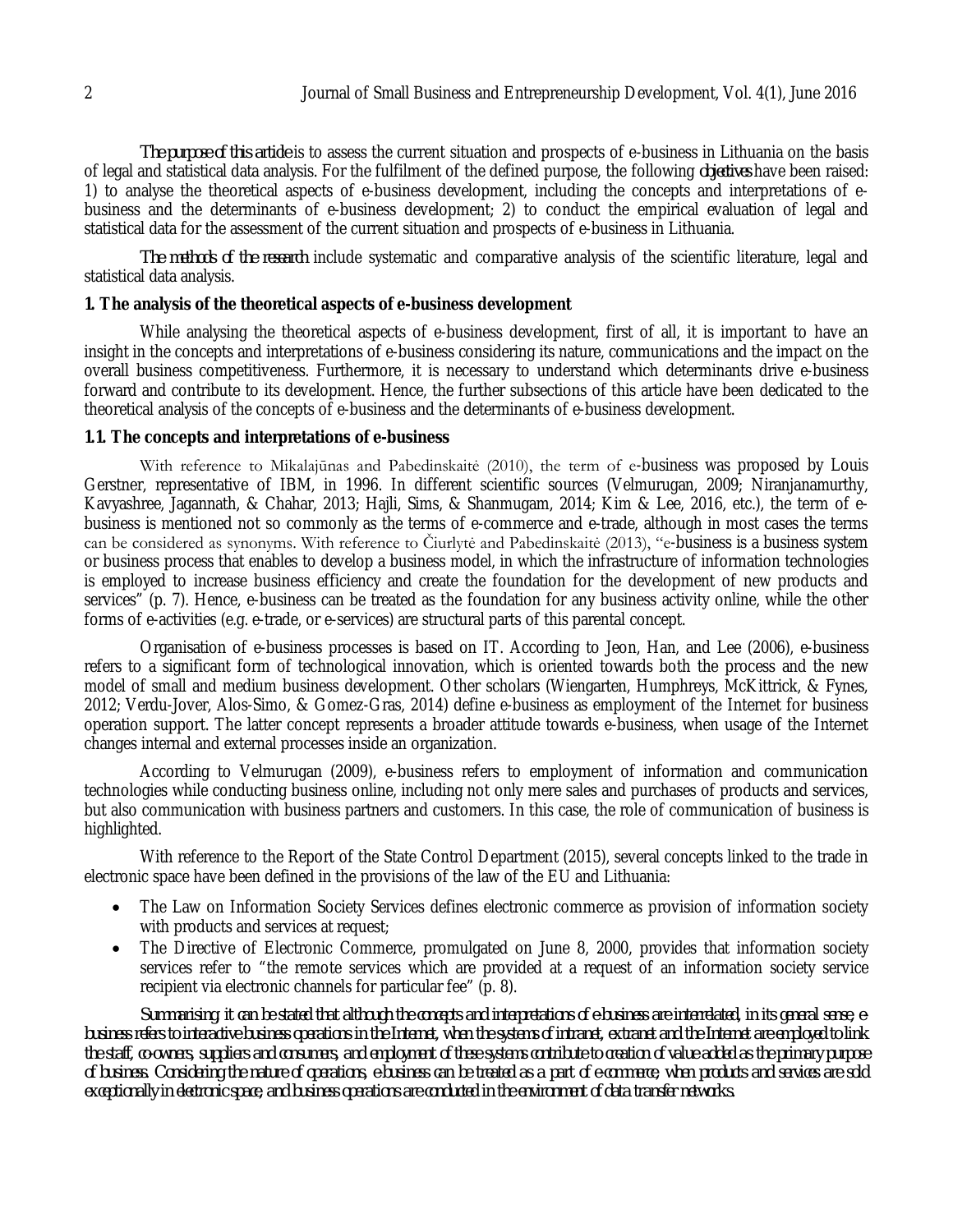*The purpose of this article* is to assess the current situation and prospects of e-business in Lithuania on the basis of legal and statistical data analysis. For the fulfilment of the defined purpose, the following *objectives* have been raised: 1) to analyse the theoretical aspects of e-business development, including the concepts and interpretations of e-business and the determinants of e-business development; 2) to conduct the empirical evaluation of legal and statistical data for the assessment of the current situation and prospects of e-business in Lithuania.

*The methods of the research* include systematic and comparative analysis of the scientific literature, legal and statistical data analysis.

## 1. The analysis of the theoretical aspects of e-business development

While analysing the theoretical aspects of e-business development, first of all, it is important to have an insight in the concepts and interpretations of e-business considering its nature, communications and the impact on the overall business competitiveness. Furthermore, it is necessary to understand which determinants drive e-business forward and contribute to its development. Hence, the further subsections of this article have been dedicated to the theoretical analysis of the concepts of e-business and the determinants of e-business development.

### 1.1. The concepts and interpretations of e-business

With reference to Mikalajūnas and Pabedinskaitė (2010), the term of e-business was proposed by Louis Gerstner, representative of IBM, in 1996. In different scientific sources (Velmurugan, 2009; Niranjanamurthy, Kavyashree, Jagannath, & Chahar, 2013; Hajli, Sims, & Shanmugam, 2014; Kim & Lee, 2016, etc.), the term of e-business is mentioned not so commonly as the terms of e-commerce and e-trade, although in most cases the terms can be considered as synonyms. With reference to Čiurlytė and Pabedinskaitė (2013), "e-business is a business system or business process that enables to develop a business model, in which the infrastructure of information technologies is employed to increase business efficiency and create the foundation for the development of new products and services" (p. 7). Hence, e-business can be treated as the foundation for any business activity online, while the other forms of e-activities (e.g. e-trade, or e-services) are structural parts of this parental concept.

Organisation of e-business processes is based on IT. According to Jeon, Han, and Lee (2006), e-business refers to a significant form of technological innovation, which is oriented towards both the process and the new model of small and medium business development. Other scholars (Wiengarten, Humphreys, McKittrick, & Fynes, 2012; Verdu-Jover, Alos-Simo, & Gomez-Gras, 2014) define e-business as employment of the Internet for business operation support. The latter concept represents a broader attitude towards e-business, when usage of the Internet changes internal and external processes inside an organization.

According to Velmurugan (2009), e-business refers to employment of information and communication technologies while conducting business online, including not only mere sales and purchases of products and services, but also communication with business partners and customers. In this case, the role of communication of business is highlighted.

With reference to the Report of the State Control Department (2015), several concepts linked to the trade in electronic space have been defined in the provisions of the law of the EU and Lithuania:

- The Law on Information Society Services defines electronic commerce as provision of information society with products and services at request;
- The Directive of Electronic Commerce, promulgated on June 8, 2000, provides that information society services refer to "the remote services which are provided at a request of an information society service recipient via electronic channels for particular fee" (p. 8).

*Summarising, it can be stated that although the concepts and interpretations of e-business are interrelated, in its general sense, e-business refers to interactive business operations in the Internet, when the systems of intranet, extranet and the Internet are employed to link the staff, co-owners, suppliers and consumers, and employment of these systems contribute to creation of value added as the primary purpose of business. Considering the nature of operations, e-business can be treated as a part of e-commerce, when products and services are sold exceptionally in electronic space, and business operations are conducted in the environment of data transfer networks.*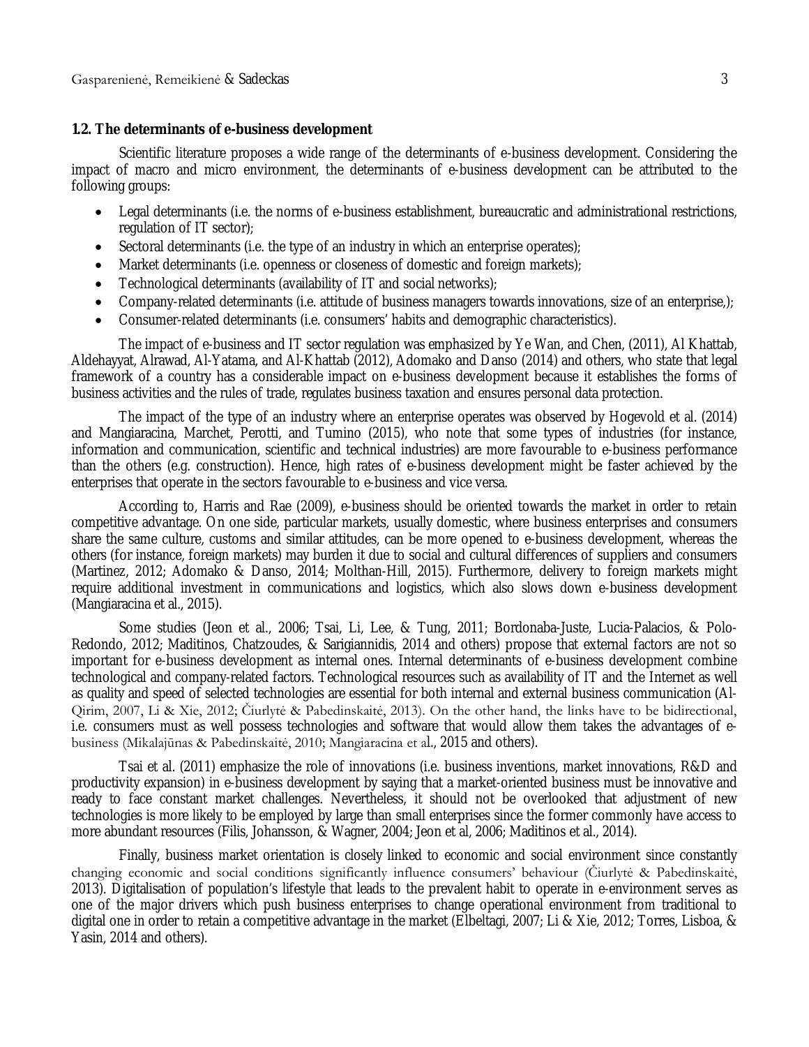### 1.2. The determinants of e-business development

Scientific literature proposes a wide range of the determinants of e-business development. Considering the impact of macro and micro environment, the determinants of e-business development can be attributed to the following groups:

- Legal determinants (i.e. the norms of e-business establishment, bureaucratic and administrational restrictions, regulation of IT sector);
- Sectoral determinants (i.e. the type of an industry in which an enterprise operates);
- Market determinants (i.e. openness or closeness of domestic and foreign markets);
- Technological determinants (availability of IT and social networks);
- Company-related determinants (i.e. attitude of business managers towards innovations, size of an enterprise,);
- Consumer-related determinants (i.e. consumers' habits and demographic characteristics).

The impact of e-business and IT sector regulation was emphasized by Ye Wan, and Chen, (2011), Al Khattab, Aldehayyat, Alrawad, Al-Yatama, and Al-Khattab (2012), Adomako and Danso (2014) and others, who state that legal framework of a country has a considerable impact on e-business development because it establishes the forms of business activities and the rules of trade, regulates business taxation and ensures personal data protection.

The impact of the type of an industry where an enterprise operates was observed by Hogevold et al. (2014) and Mangiaracina, Marchet, Perotti, and Tumino (2015), who note that some types of industries (for instance, information and communication, scientific and technical industries) are more favourable to e-business performance than the others (e.g. construction). Hence, high rates of e-business development might be faster achieved by the enterprises that operate in the sectors favourable to e-business and vice versa.

According to, Harris and Rae (2009), e-business should be oriented towards the market in order to retain competitive advantage. On one side, particular markets, usually domestic, where business enterprises and consumers share the same culture, customs and similar attitudes, can be more opened to e-business development, whereas the others (for instance, foreign markets) may burden it due to social and cultural differences of suppliers and consumers (Martinez, 2012; Adomako & Danso, 2014; Molthan-Hill, 2015). Furthermore, delivery to foreign markets might require additional investment in communications and logistics, which also slows down e-business development (Mangiaracina et al., 2015).

Some studies (Jeon et al., 2006; Tsai, Li, Lee, & Tung, 2011; Bordonaba-Juste, Lucia-Palacios, & Polo-Redondo, 2012; Maditinos, Chatzoudes, & Sarigiannidis, 2014 and others) propose that external factors are not so important for e-business development as internal ones. Internal determinants of e-business development combine technological and company-related factors. Technological resources such as availability of IT and the Internet as well as quality and speed of selected technologies are essential for both internal and external business communication (Al-Qirim, 2007, Li & Xie, 2012; Čiurlytė & Pabedinskaitė, 2013). On the other hand, the links have to be bidirectional, i.e. consumers must as well possess technologies and software that would allow them takes the advantages of e-business (Mikalajūnas & Pabedinskaitė, 2010; Mangiaracina et al., 2015 and others).

Tsai et al. (2011) emphasize the role of innovations (i.e. business inventions, market innovations, R&D and productivity expansion) in e-business development by saying that a market-oriented business must be innovative and ready to face constant market challenges. Nevertheless, it should not be overlooked that adjustment of new technologies is more likely to be employed by large than small enterprises since the former commonly have access to more abundant resources (Filis, Johansson, & Wagner, 2004; Jeon et al, 2006; Maditinos et al., 2014).

Finally, business market orientation is closely linked to economic and social environment since constantly changing economic and social conditions significantly influence consumers' behaviour (Čiurlytė & Pabedinskaitė, 2013). Digitalisation of population's lifestyle that leads to the prevalent habit to operate in e-environment serves as one of the major drivers which push business enterprises to change operational environment from traditional to digital one in order to retain a competitive advantage in the market (Elbeltagi, 2007; Li & Xie, 2012; Torres, Lisboa, & Yasin, 2014 and others).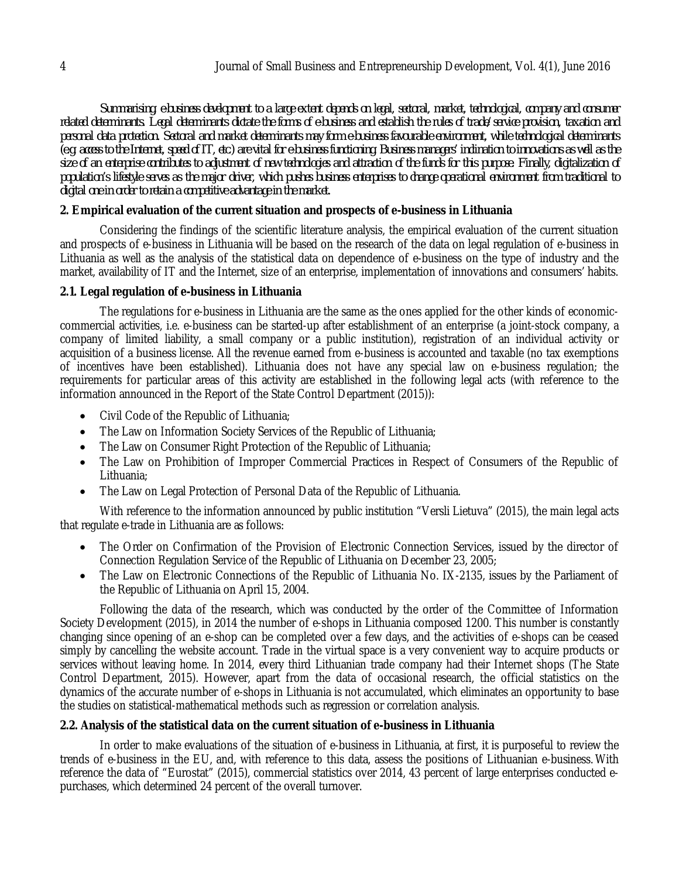*Summarising, e-business development to a large extent depends on legal, sectoral, market, technological, company and consumer related determinants. Legal determinants dictate the forms of e-business and establish the rules of trade/service provision, taxation and personal data protection. Sectoral and market determinants may form e-business favourable environment, while technological determinants (e.g. access to the Internet, speed of IT, etc.) are vital for e-business functioning. Business managers' inclination to innovations as well as the size of an enterprise contributes to adjustment of new technologies and attraction of the funds for this purpose. Finally, digitalization of population's lifestyle serves as the major driver, which pushes business enterprises to change operational environment from traditional to digital one in order to retain a competitive advantage in the market.*

## 2. Empirical evaluation of the current situation and prospects of e-business in Lithuania

Considering the findings of the scientific literature analysis, the empirical evaluation of the current situation and prospects of e-business in Lithuania will be based on the research of the data on legal regulation of e-business in Lithuania as well as the analysis of the statistical data on dependence of e-business on the type of industry and the market, availability of IT and the Internet, size of an enterprise, implementation of innovations and consumers' habits.

### 2.1. Legal regulation of e-business in Lithuania

The regulations for e-business in Lithuania are the same as the ones applied for the other kinds of economic-commercial activities, i.e. e-business can be started-up after establishment of an enterprise (a joint-stock company, a company of limited liability, a small company or a public institution), registration of an individual activity or acquisition of a business license. All the revenue earned from e-business is accounted and taxable (no tax exemptions of incentives have been established). Lithuania does not have any special law on e-business regulation; the requirements for particular areas of this activity are established in the following legal acts (with reference to the information announced in the Report of the State Control Department (2015)):

- Civil Code of the Republic of Lithuania;
- The Law on Information Society Services of the Republic of Lithuania;
- The Law on Consumer Right Protection of the Republic of Lithuania;
- The Law on Prohibition of Improper Commercial Practices in Respect of Consumers of the Republic of Lithuania;
- The Law on Legal Protection of Personal Data of the Republic of Lithuania.

With reference to the information announced by public institution "Versli Lietuva" (2015), the main legal acts that regulate e-trade in Lithuania are as follows:

- The Order on Confirmation of the Provision of Electronic Connection Services, issued by the director of Connection Regulation Service of the Republic of Lithuania on December 23, 2005;
- The Law on Electronic Connections of the Republic of Lithuania No. IX-2135, issues by the Parliament of the Republic of Lithuania on April 15, 2004.

Following the data of the research, which was conducted by the order of the Committee of Information Society Development (2015), in 2014 the number of e-shops in Lithuania composed 1200. This number is constantly changing since opening of an e-shop can be completed over a few days, and the activities of e-shops can be ceased simply by cancelling the website account. Trade in the virtual space is a very convenient way to acquire products or services without leaving home. In 2014, every third Lithuanian trade company had their Internet shops (The State Control Department, 2015). However, apart from the data of occasional research, the official statistics on the dynamics of the accurate number of e-shops in Lithuania is not accumulated, which eliminates an opportunity to base the studies on statistical-mathematical methods such as regression or correlation analysis.

### 2.2. Analysis of the statistical data on the current situation of e-business in Lithuania

In order to make evaluations of the situation of e-business in Lithuania, at first, it is purposeful to review the trends of e-business in the EU, and, with reference to this data, assess the positions of Lithuanian e-business. With reference the data of "Eurostat" (2015), commercial statistics over 2014, 43 percent of large enterprises conducted e-purchases, which determined 24 percent of the overall turnover.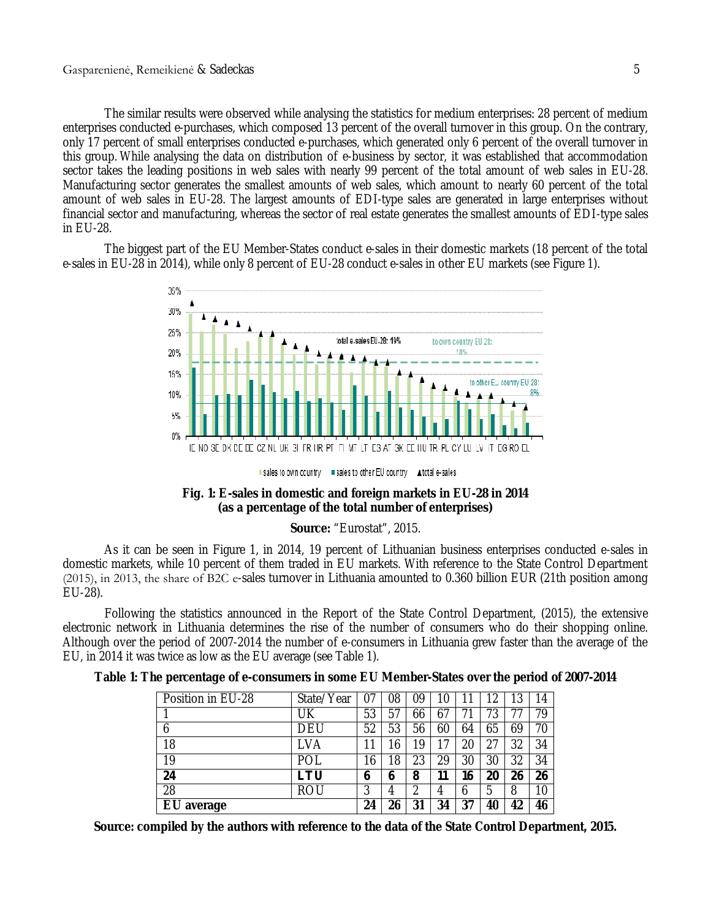The similar results were observed while analysing the statistics for medium enterprises: 28 percent of medium enterprises conducted e-purchases, which composed 13 percent of the overall turnover in this group. On the contrary, only 17 percent of small enterprises conducted e-purchases, which generated only 6 percent of the overall turnover in this group. While analysing the data on distribution of e-business by sector, it was established that accommodation sector takes the leading positions in web sales with nearly 99 percent of the total amount of web sales in EU-28. Manufacturing sector generates the smallest amounts of web sales, which amount to nearly 60 percent of the total amount of web sales in EU-28. The largest amounts of EDI-type sales are generated in large enterprises without financial sector and manufacturing, whereas the sector of real estate generates the smallest amounts of EDI-type sales in EU-28.

The biggest part of the EU Member-States conduct e-sales in their domestic markets (18 percent of the total e-sales in EU-28 in 2014), while only 8 percent of EU-28 conduct e-sales in other EU markets (see Figure 1).

**Fig. 1: E-sales in domestic and foreign markets in EU-28 in 2014 (as a percentage of the total number of enterprises)**

**Source:** "Eurostat", 2015.

As it can be seen in Figure 1, in 2014, 19 percent of Lithuanian business enterprises conducted e-sales in domestic markets, while 10 percent of them traded in EU markets. With reference to the State Control Department (2015), in 2013, the share of B2C e-sales turnover in Lithuania amounted to 0.360 billion EUR (21th position among EU-28).

Following the statistics announced in the Report of the State Control Department, (2015), the extensive electronic network in Lithuania determines the rise of the number of consumers who do their shopping online. Although over the period of 2007-2014 the number of e-consumers in Lithuania grew faster than the average of the EU, in 2014 it was twice as low as the EU average (see Table 1).

**Table 1: The percentage of e-consumers in some EU Member-States over the period of 2007-2014**

| Position in EU-28 | State/Year | 07 | 08 | 09 | 10 | 11 | 12 | 13 | 14 |
|---|---|---|---|---|---|---|---|---|---|
| 1 | UK | 53 | 57 | 66 | 67 | 71 | 73 | 77 | 79 |
| 6 | DEU | 52 | 53 | 56 | 60 | 64 | 65 | 69 | 70 |
| 18 | LVA | 11 | 16 | 19 | 17 | 20 | 27 | 32 | 34 |
| 19 | POL | 16 | 18 | 23 | 29 | 30 | 30 | 32 | 34 |
| **24** | **LTU** | **6** | **6** | **8** | **11** | **16** | **20** | **26** | **26** |
| 28 | ROU | 3 | 4 | 2 | 4 | 6 | 5 | 8 | 10 |
| **EU average** | | **24** | **26** | **31** | **34** | **37** | **40** | **42** | **46** |

**Source: compiled by the authors with reference to the data of the State Control Department, 2015.**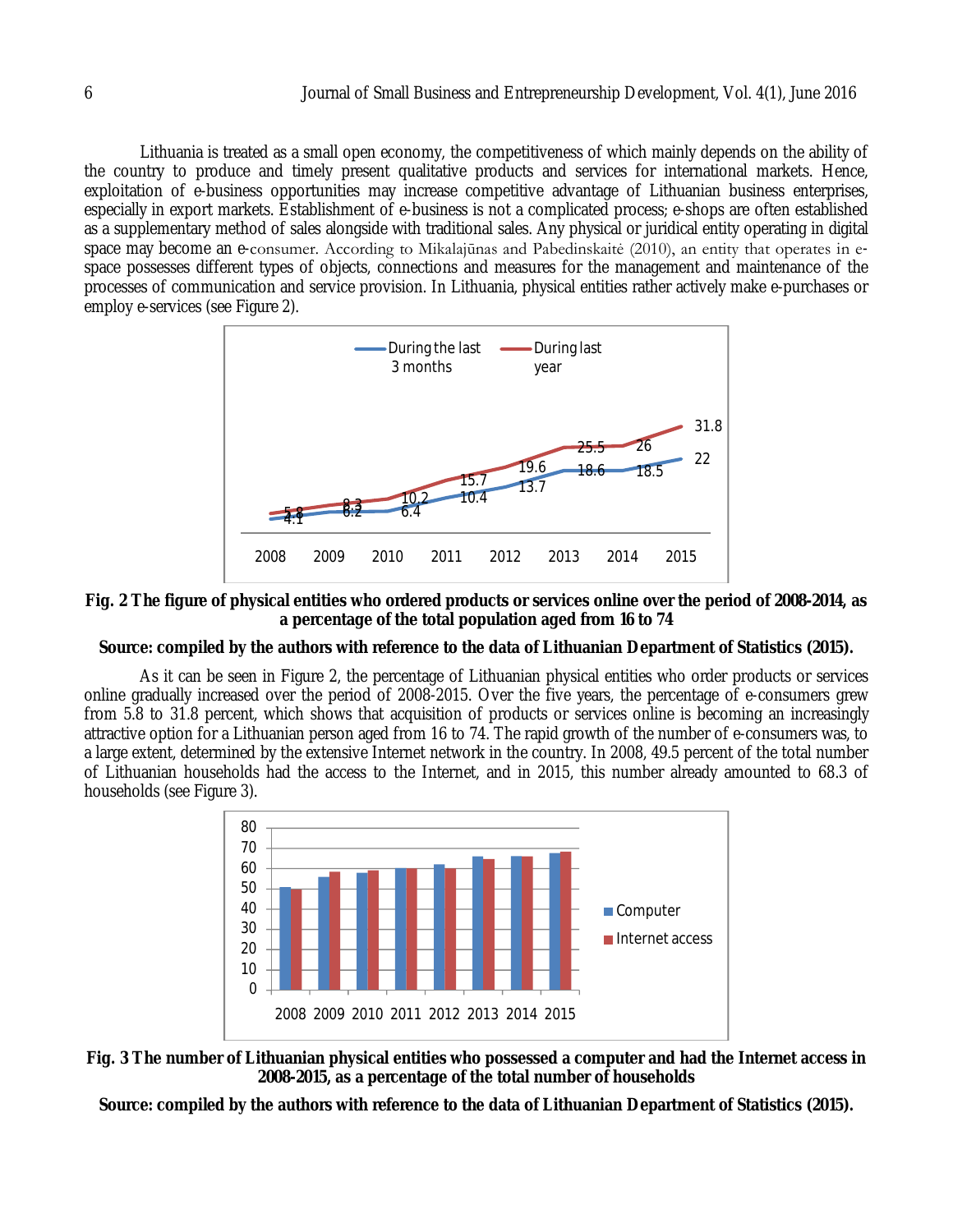Lithuania is treated as a small open economy, the competitiveness of which mainly depends on the ability of the country to produce and timely present qualitative products and services for international markets. Hence, exploitation of e-business opportunities may increase competitive advantage of Lithuanian business enterprises, especially in export markets. Establishment of e-business is not a complicated process; e-shops are often established as a supplementary method of sales alongside with traditional sales. Any physical or juridical entity operating in digital space may become an e-consumer. According to Mikalajūnas and Pabedinskaitė (2010), an entity that operates in e-space possesses different types of objects, connections and measures for the management and maintenance of the processes of communication and service provision. In Lithuania, physical entities rather actively make e-purchases or employ e-services (see Figure 2).

**Fig. 2 The figure of physical entities who ordered products or services online over the period of 2008-2014, as a percentage of the total population aged from 16 to 74**

**Source: compiled by the authors with reference to the data of Lithuanian Department of Statistics (2015).**

As it can be seen in Figure 2, the percentage of Lithuanian physical entities who order products or services online gradually increased over the period of 2008-2015. Over the five years, the percentage of e-consumers grew from 5.8 to 31.8 percent, which shows that acquisition of products or services online is becoming an increasingly attractive option for a Lithuanian person aged from 16 to 74. The rapid growth of the number of e-consumers was, to a large extent, determined by the extensive Internet network in the country. In 2008, 49.5 percent of the total number of Lithuanian households had the access to the Internet, and in 2015, this number already amounted to 68.3 of households (see Figure 3).

**Fig. 3 The number of Lithuanian physical entities who possessed a computer and had the Internet access in 2008-2015, as a percentage of the total number of households**

**Source: compiled by the authors with reference to the data of Lithuanian Department of Statistics (2015).**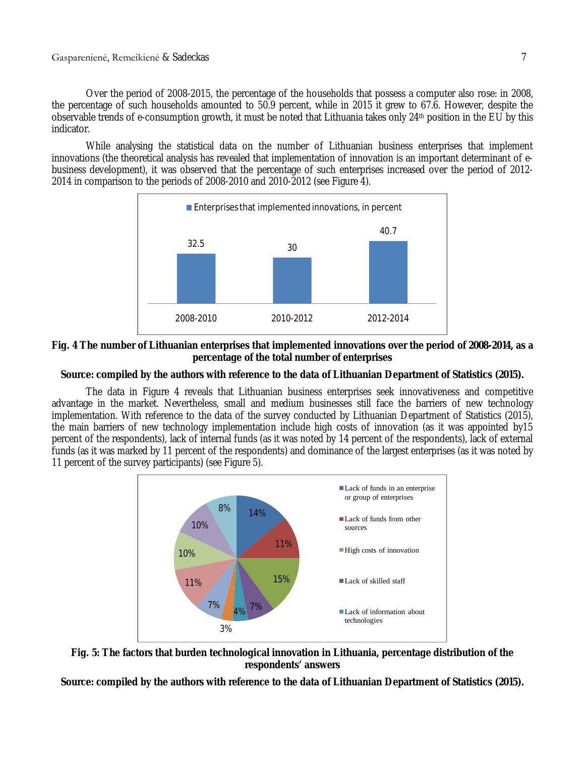Over the period of 2008-2015, the percentage of the households that possess a computer also rose: in 2008, the percentage of such households amounted to 50.9 percent, while in 2015 it grew to 67.6. However, despite the observable trends of e-consumption growth, it must be noted that Lithuania takes only 24th position in the EU by this indicator.

While analysing the statistical data on the number of Lithuanian business enterprises that implement innovations (the theoretical analysis has revealed that implementation of innovation is an important determinant of e-business development), it was observed that the percentage of such enterprises increased over the period of 2012-2014 in comparison to the periods of 2008-2010 and 2010-2012 (see Figure 4).

**Fig. 4 The number of Lithuanian enterprises that implemented innovations over the period of 2008-2014, as a percentage of the total number of enterprises**

**Source: compiled by the authors with reference to the data of Lithuanian Department of Statistics (2015).**

The data in Figure 4 reveals that Lithuanian business enterprises seek innovativeness and competitive advantage in the market. Nevertheless, small and medium businesses still face the barriers of new technology implementation. With reference to the data of the survey conducted by Lithuanian Department of Statistics (2015), the main barriers of new technology implementation include high costs of innovation (as it was appointed by15 percent of the respondents), lack of internal funds (as it was noted by 14 percent of the respondents), lack of external funds (as it was marked by 11 percent of the respondents) and dominance of the largest enterprises (as it was noted by 11 percent of the survey participants) (see Figure 5).

**Fig. 5: The factors that burden technological innovation in Lithuania, percentage distribution of the respondents' answers**

**Source: compiled by the authors with reference to the data of Lithuanian Department of Statistics (2015).**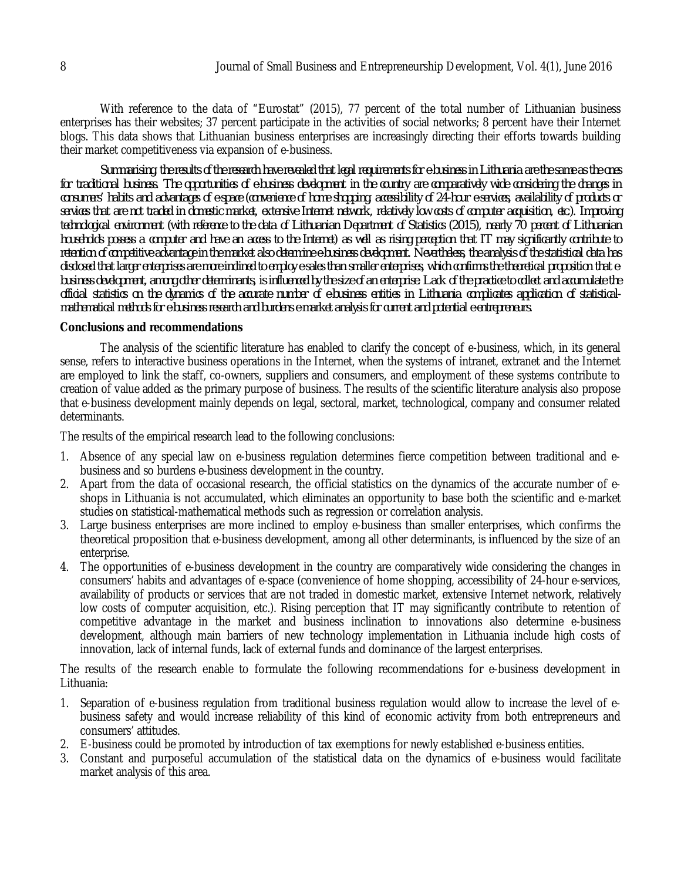With reference to the data of "Eurostat" (2015), 77 percent of the total number of Lithuanian business enterprises has their websites; 37 percent participate in the activities of social networks; 8 percent have their Internet blogs. This data shows that Lithuanian business enterprises are increasingly directing their efforts towards building their market competitiveness via expansion of e-business.

*Summarising, the results of the research have revealed that legal requirements for e-business in Lithuania are the same as the ones for traditional business. The opportunities of e-business development in the country are comparatively wide considering the changes in consumers' habits and advantages of e-space (convenience of home shopping, accessibility of 24-hour e-services, availability of products or services that are not traded in domestic market, extensive Internet network, relatively low costs of computer acquisition, etc). Improving technological environment (with reference to the data of Lithuanian Department of Statistics (2015), nearly 70 percent of Lithuanian households possess a computer and have an access to the Internet) as well as rising perception that IT may significantly contribute to retention of competitive advantage in the market also determine e-business development. Nevertheless, the analysis of the statistical data has disclosed that larger enterprises are more inclined to employ e-sales than smaller enterprises, which confirms the theoretical proposition that e-business development, among other determinants, is influenced by the size of an enterprise. Lack of the practice to collect and accumulate the official statistics on the dynamics of the accurate number of e-business entities in Lithuania complicates application of statistical-mathematical methods for e-business research and burdens e-market analysis for current and potential e-entrepreneurs.*

**Conclusions and recommendations**

The analysis of the scientific literature has enabled to clarify the concept of e-business, which, in its general sense, refers to interactive business operations in the Internet, when the systems of intranet, extranet and the Internet are employed to link the staff, co-owners, suppliers and consumers, and employment of these systems contribute to creation of value added as the primary purpose of business. The results of the scientific literature analysis also propose that e-business development mainly depends on legal, sectoral, market, technological, company and consumer related determinants.

The results of the empirical research lead to the following conclusions:

1. Absence of any special law on e-business regulation determines fierce competition between traditional and e-business and so burdens e-business development in the country.
2. Apart from the data of occasional research, the official statistics on the dynamics of the accurate number of e-shops in Lithuania is not accumulated, which eliminates an opportunity to base both the scientific and e-market studies on statistical-mathematical methods such as regression or correlation analysis.
3. Large business enterprises are more inclined to employ e-business than smaller enterprises, which confirms the theoretical proposition that e-business development, among all other determinants, is influenced by the size of an enterprise.
4. The opportunities of e-business development in the country are comparatively wide considering the changes in consumers' habits and advantages of e-space (convenience of home shopping, accessibility of 24-hour e-services, availability of products or services that are not traded in domestic market, extensive Internet network, relatively low costs of computer acquisition, etc.). Rising perception that IT may significantly contribute to retention of competitive advantage in the market and business inclination to innovations also determine e-business development, although main barriers of new technology implementation in Lithuania include high costs of innovation, lack of internal funds, lack of external funds and dominance of the largest enterprises.

The results of the research enable to formulate the following recommendations for e-business development in Lithuania:

1. Separation of e-business regulation from traditional business regulation would allow to increase the level of e-business safety and would increase reliability of this kind of economic activity from both entrepreneurs and consumers' attitudes.
2. E-business could be promoted by introduction of tax exemptions for newly established e-business entities.
3. Constant and purposeful accumulation of the statistical data on the dynamics of e-business would facilitate market analysis of this area.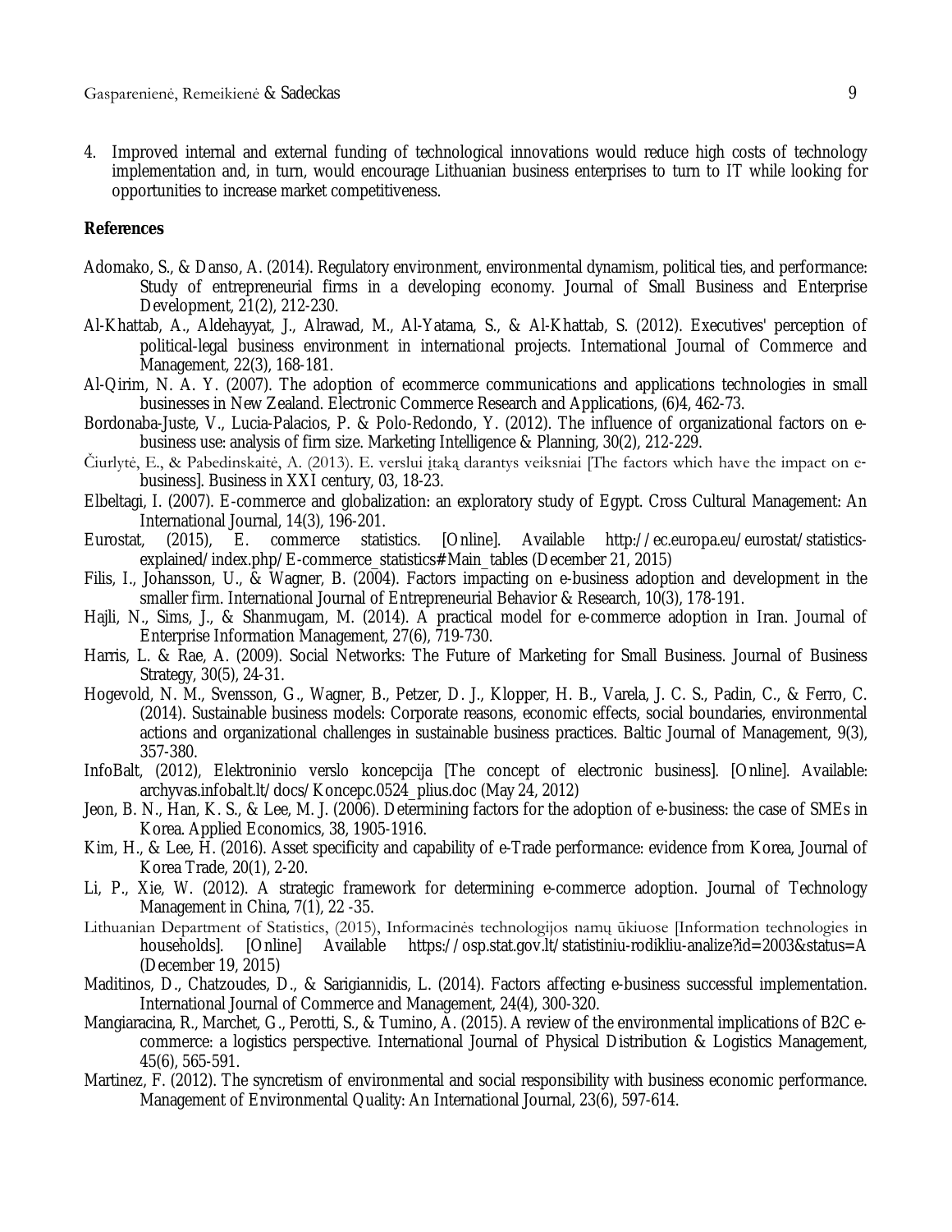4. Improved internal and external funding of technological innovations would reduce high costs of technology implementation and, in turn, would encourage Lithuanian business enterprises to turn to IT while looking for opportunities to increase market competitiveness.

## References

Adomako, S., & Danso, A. (2014). Regulatory environment, environmental dynamism, political ties, and performance: Study of entrepreneurial firms in a developing economy. Journal of Small Business and Enterprise Development, 21(2), 212-230.

Al-Khattab, A., Aldehayyat, J., Alrawad, M., Al-Yatama, S., & Al-Khattab, S. (2012). Executives' perception of political-legal business environment in international projects. International Journal of Commerce and Management, 22(3), 168-181.

Al-Qirim, N. A. Y. (2007). The adoption of ecommerce communications and applications technologies in small businesses in New Zealand. Electronic Commerce Research and Applications, (6)4, 462-73.

Bordonaba-Juste, V., Lucia-Palacios, P. & Polo-Redondo, Y. (2012). The influence of organizational factors on e-business use: analysis of firm size. Marketing Intelligence & Planning, 30(2), 212-229.

Čiurlytė, E., & Pabedinskaitė, A. (2013). E. verslui įtaką darantys veiksniai [The factors which have the impact on e-business]. Business in XXI century, 03, 18-23.

Elbeltagi, I. (2007). E-commerce and globalization: an exploratory study of Egypt. Cross Cultural Management: An International Journal, 14(3), 196-201.

Eurostat, (2015), E. commerce statistics. [Online]. Available http://ec.europa.eu/eurostat/statistics-explained/index.php/E-commerce_statistics#Main_tables (December 21, 2015)

Filis, I., Johansson, U., & Wagner, B. (2004). Factors impacting on e-business adoption and development in the smaller firm. International Journal of Entrepreneurial Behavior & Research, 10(3), 178-191.

Hajli, N., Sims, J., & Shanmugam, M. (2014). A practical model for e-commerce adoption in Iran. Journal of Enterprise Information Management, 27(6), 719-730.

Harris, L. & Rae, A. (2009). Social Networks: The Future of Marketing for Small Business. Journal of Business Strategy, 30(5), 24-31.

Hogevold, N. M., Svensson, G., Wagner, B., Petzer, D. J., Klopper, H. B., Varela, J. C. S., Padin, C., & Ferro, C. (2014). Sustainable business models: Corporate reasons, economic effects, social boundaries, environmental actions and organizational challenges in sustainable business practices. Baltic Journal of Management, 9(3), 357-380.

InfoBalt, (2012), Elektroninio verslo koncepcija [The concept of electronic business]. [Online]. Available: archyvas.infobalt.lt/docs/Koncepc.0524_plius.doc (May 24, 2012)

Jeon, B. N., Han, K. S., & Lee, M. J. (2006). Determining factors for the adoption of e-business: the case of SMEs in Korea. Applied Economics, 38, 1905-1916.

Kim, H., & Lee, H. (2016). Asset specificity and capability of e-Trade performance: evidence from Korea, Journal of Korea Trade, 20(1), 2-20.

Li, P., Xie, W. (2012). A strategic framework for determining e-commerce adoption. Journal of Technology Management in China, 7(1), 22 -35.

Lithuanian Department of Statistics, (2015), Informacinės technologijos namų ūkiuose [Information technologies in households]. [Online] Available https://osp.stat.gov.lt/statistiniu-rodikliu-analize?id=2003&status=A (December 19, 2015)

Maditinos, D., Chatzoudes, D., & Sarigiannidis, L. (2014). Factors affecting e-business successful implementation. International Journal of Commerce and Management, 24(4), 300-320.

Mangiaracina, R., Marchet, G., Perotti, S., & Tumino, A. (2015). A review of the environmental implications of B2C e-commerce: a logistics perspective. International Journal of Physical Distribution & Logistics Management, 45(6), 565-591.

Martinez, F. (2012). The syncretism of environmental and social responsibility with business economic performance. Management of Environmental Quality: An International Journal, 23(6), 597-614.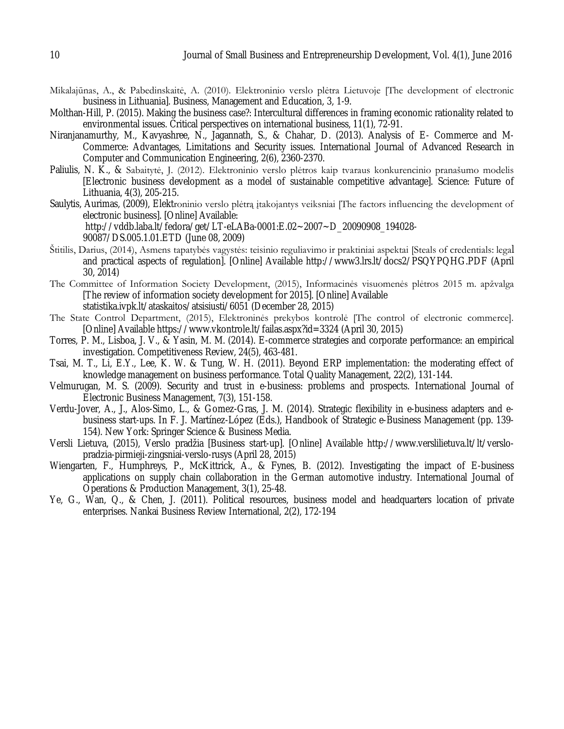Mikalajūnas, A., & Pabedinskaitė, A. (2010). Elektroninio verslo plėtra Lietuvoje [The development of electronic business in Lithuania]. Business, Management and Education, 3, 1-9.

Molthan-Hill, P. (2015). Making the business case?: Intercultural differences in framing economic rationality related to environmental issues. Critical perspectives on international business, 11(1), 72-91.

Niranjanamurthy, M., Kavyashree, N., Jagannath, S., & Chahar, D. (2013). Analysis of E- Commerce and M-Commerce: Advantages, Limitations and Security issues. International Journal of Advanced Research in Computer and Communication Engineering, 2(6), 2360-2370.

Paliulis, N. K., & Sabaitytė, J. (2012). Elektroninio verslo plėtros kaip tvaraus konkurencinio pranašumo modelis [Electronic business development as a model of sustainable competitive advantage]. Science: Future of Lithuania, 4(3), 205-215.

Saulytis, Aurimas, (2009), Elektroninio verslo plėtrą įtakojantys veiksniai [The factors influencing the development of electronic business]. [Online] Available: http://vddb.laba.lt/fedora/get/LT-eLABa-0001:E.02~2007~D_20090908_194028-90087/DS.005.1.01.ETD (June 08, 2009)

Štitilis, Darius, (2014), Asmens tapatybės vagystės: teisinio reguliavimo ir praktiniai aspektai [Steals of credentials: legal and practical aspects of regulation]. [Online] Available http://www3.lrs.lt/docs2/PSQYPQHG.PDF (April 30, 2014)

The Committee of Information Society Development, (2015), Informacinės visuomenės plėtros 2015 m. apžvalga [The review of information society development for 2015]. [Online] Available statistika.ivpk.lt/ataskaitos/atsisiusti/6051 (December 28, 2015)

The State Control Department, (2015), Elektroninės prekybos kontrolė [The control of electronic commerce]. [Online] Available https://www.vkontrole.lt/failas.aspx?id=3324 (April 30, 2015)

Torres, P. M., Lisboa, J. V., & Yasin, M. M. (2014). E-commerce strategies and corporate performance: an empirical investigation. Competitiveness Review, 24(5), 463-481.

Tsai, M. T., Li, E.Y., Lee, K. W. & Tung, W. H. (2011). Beyond ERP implementation: the moderating effect of knowledge management on business performance. Total Quality Management, 22(2), 131-144.

Velmurugan, M. S. (2009). Security and trust in e-business: problems and prospects. International Journal of Electronic Business Management, 7(3), 151-158.

Verdu-Jover, A., J., Alos-Simo, L., & Gomez-Gras, J. M. (2014). Strategic flexibility in e-business adapters and e-business start-ups. In F. J. Martínez-López (Eds.), Handbook of Strategic e-Business Management (pp. 139-154). New York: Springer Science & Business Media.

Versli Lietuva, (2015), Verslo pradžia [Business start-up]. [Online] Available http://www.verslilietuva.lt/lt/verslo-pradzia-pirmieji-zingsniai-verslo-rusys (April 28, 2015)

Wiengarten, F., Humphreys, P., McKittrick, A., & Fynes, B. (2012). Investigating the impact of E-business applications on supply chain collaboration in the German automotive industry. International Journal of Operations & Production Management, 3(1), 25-48.

Ye, G., Wan, Q., & Chen, J. (2011). Political resources, business model and headquarters location of private enterprises. Nankai Business Review International, 2(2), 172-194